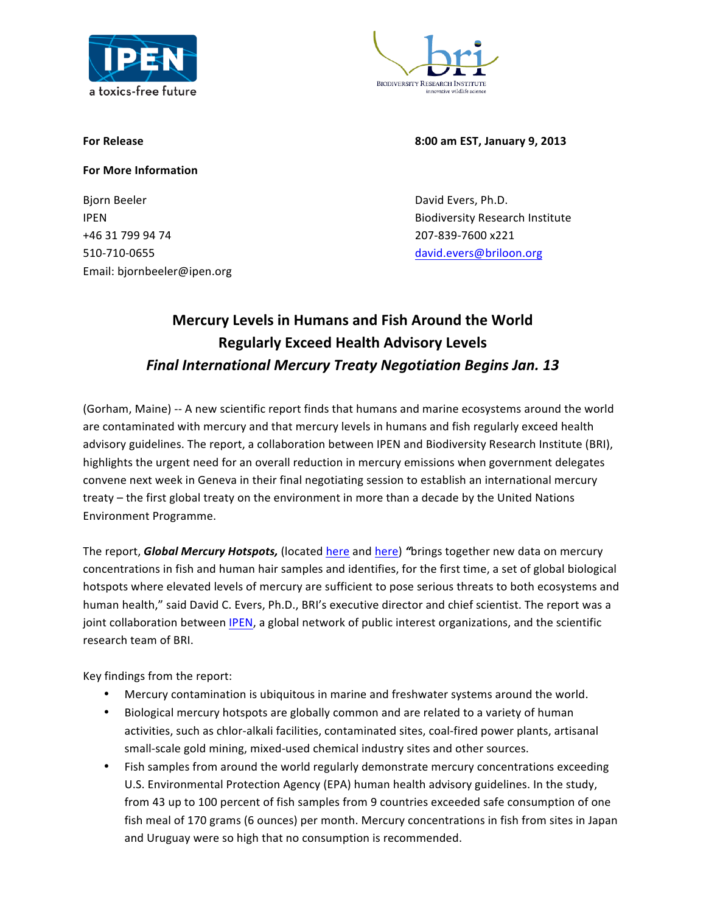IPEN
a toxics-free future

bri
Biodiversity Research Institute
innovative wildlife science

**For Release** **8:00 am EST, January 9, 2013**

**For More Information**

Bjorn Beeler
IPEN
+46 31 799 94 74
510-710-0655
Email: bjornbeeler@ipen.org

David Evers, Ph.D.
Biodiversity Research Institute
207-839-7600 x221
david.evers@briloon.org

## Mercury Levels in Humans and Fish Around the World Regularly Exceed Health Advisory Levels

### *Final International Mercury Treaty Negotiation Begins Jan. 13*

(Gorham, Maine) -- A new scientific report finds that humans and marine ecosystems around the world are contaminated with mercury and that mercury levels in humans and fish regularly exceed health advisory guidelines. The report, a collaboration between IPEN and Biodiversity Research Institute (BRI), highlights the urgent need for an overall reduction in mercury emissions when government delegates convene next week in Geneva in their final negotiating session to establish an international mercury treaty – the first global treaty on the environment in more than a decade by the United Nations Environment Programme.

The report, ***Global Mercury Hotspots,*** (located here and here) *"*brings together new data on mercury concentrations in fish and human hair samples and identifies, for the first time, a set of global biological hotspots where elevated levels of mercury are sufficient to pose serious threats to both ecosystems and human health," said David C. Evers, Ph.D., BRI's executive director and chief scientist. The report was a joint collaboration between IPEN, a global network of public interest organizations, and the scientific research team of BRI.

Key findings from the report:

- Mercury contamination is ubiquitous in marine and freshwater systems around the world.
- Biological mercury hotspots are globally common and are related to a variety of human activities, such as chlor-alkali facilities, contaminated sites, coal-fired power plants, artisanal small-scale gold mining, mixed-used chemical industry sites and other sources.
- Fish samples from around the world regularly demonstrate mercury concentrations exceeding U.S. Environmental Protection Agency (EPA) human health advisory guidelines. In the study, from 43 up to 100 percent of fish samples from 9 countries exceeded safe consumption of one fish meal of 170 grams (6 ounces) per month. Mercury concentrations in fish from sites in Japan and Uruguay were so high that no consumption is recommended.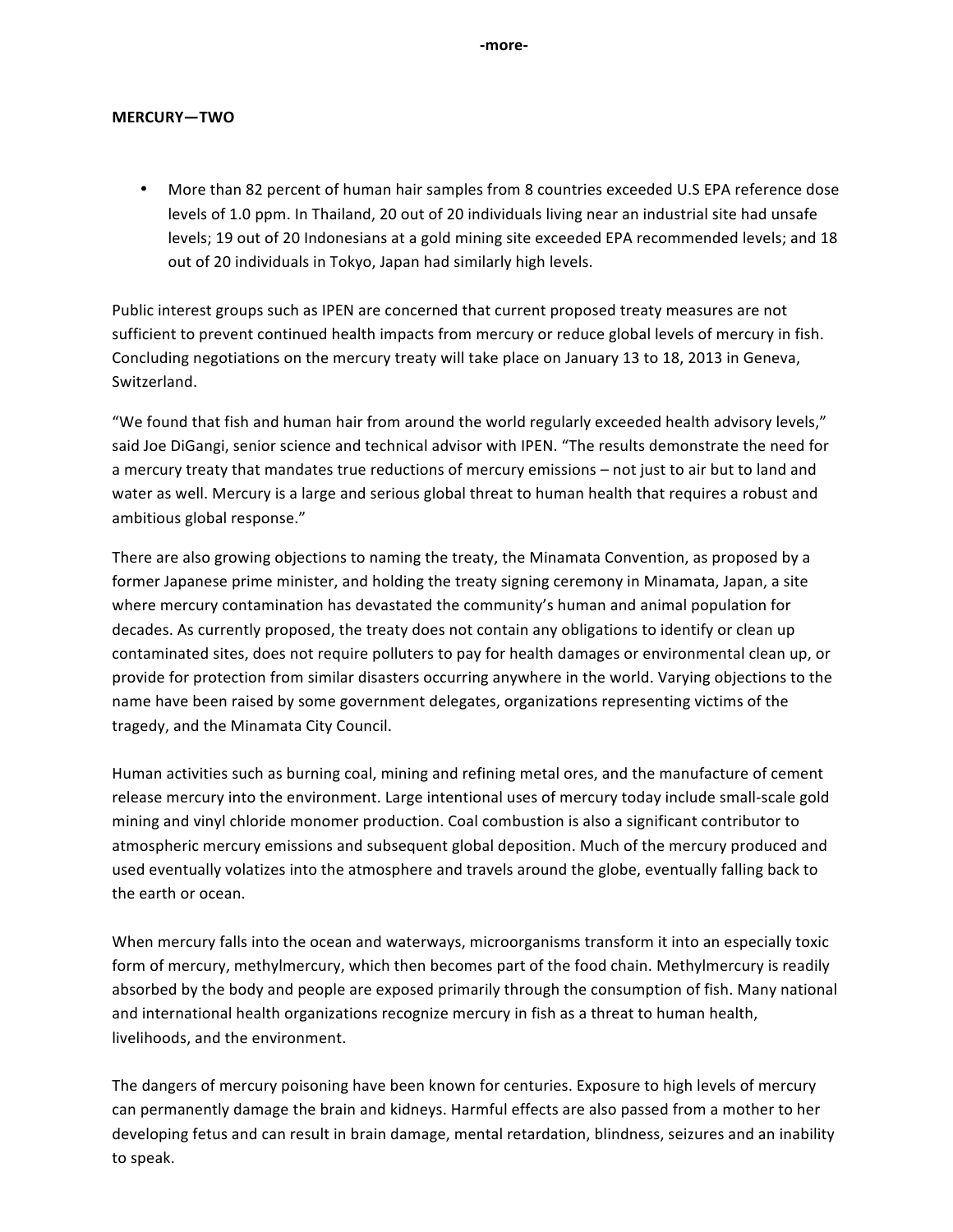-more-

**MERCURY—TWO**

- More than 82 percent of human hair samples from 8 countries exceeded U.S EPA reference dose levels of 1.0 ppm. In Thailand, 20 out of 20 individuals living near an industrial site had unsafe levels; 19 out of 20 Indonesians at a gold mining site exceeded EPA recommended levels; and 18 out of 20 individuals in Tokyo, Japan had similarly high levels.

Public interest groups such as IPEN are concerned that current proposed treaty measures are not sufficient to prevent continued health impacts from mercury or reduce global levels of mercury in fish. Concluding negotiations on the mercury treaty will take place on January 13 to 18, 2013 in Geneva, Switzerland.

"We found that fish and human hair from around the world regularly exceeded health advisory levels," said Joe DiGangi, senior science and technical advisor with IPEN. "The results demonstrate the need for a mercury treaty that mandates true reductions of mercury emissions – not just to air but to land and water as well. Mercury is a large and serious global threat to human health that requires a robust and ambitious global response."

There are also growing objections to naming the treaty, the Minamata Convention, as proposed by a former Japanese prime minister, and holding the treaty signing ceremony in Minamata, Japan, a site where mercury contamination has devastated the community's human and animal population for decades. As currently proposed, the treaty does not contain any obligations to identify or clean up contaminated sites, does not require polluters to pay for health damages or environmental clean up, or provide for protection from similar disasters occurring anywhere in the world. Varying objections to the name have been raised by some government delegates, organizations representing victims of the tragedy, and the Minamata City Council.

Human activities such as burning coal, mining and refining metal ores, and the manufacture of cement release mercury into the environment. Large intentional uses of mercury today include small-scale gold mining and vinyl chloride monomer production. Coal combustion is also a significant contributor to atmospheric mercury emissions and subsequent global deposition. Much of the mercury produced and used eventually volatizes into the atmosphere and travels around the globe, eventually falling back to the earth or ocean.

When mercury falls into the ocean and waterways, microorganisms transform it into an especially toxic form of mercury, methylmercury, which then becomes part of the food chain. Methylmercury is readily absorbed by the body and people are exposed primarily through the consumption of fish. Many national and international health organizations recognize mercury in fish as a threat to human health, livelihoods, and the environment.

The dangers of mercury poisoning have been known for centuries. Exposure to high levels of mercury can permanently damage the brain and kidneys. Harmful effects are also passed from a mother to her developing fetus and can result in brain damage, mental retardation, blindness, seizures and an inability to speak.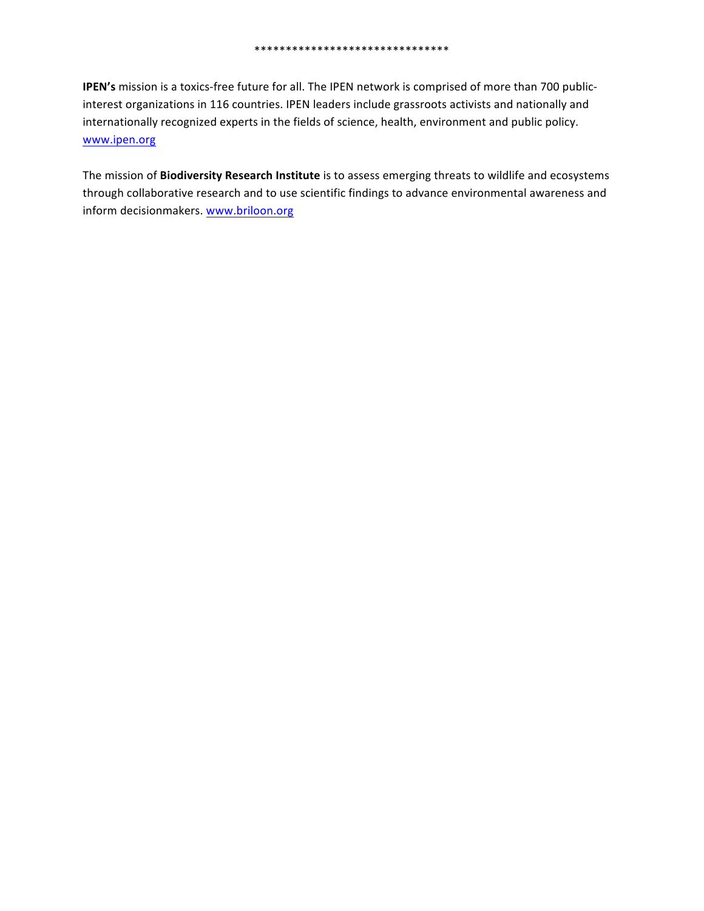*******************************

**IPEN's** mission is a toxics-free future for all. The IPEN network is comprised of more than 700 public-interest organizations in 116 countries. IPEN leaders include grassroots activists and nationally and internationally recognized experts in the fields of science, health, environment and public policy. [www.ipen.org](http://www.ipen.org)

The mission of **Biodiversity Research Institute** is to assess emerging threats to wildlife and ecosystems through collaborative research and to use scientific findings to advance environmental awareness and inform decisionmakers. [www.briloon.org](http://www.briloon.org)